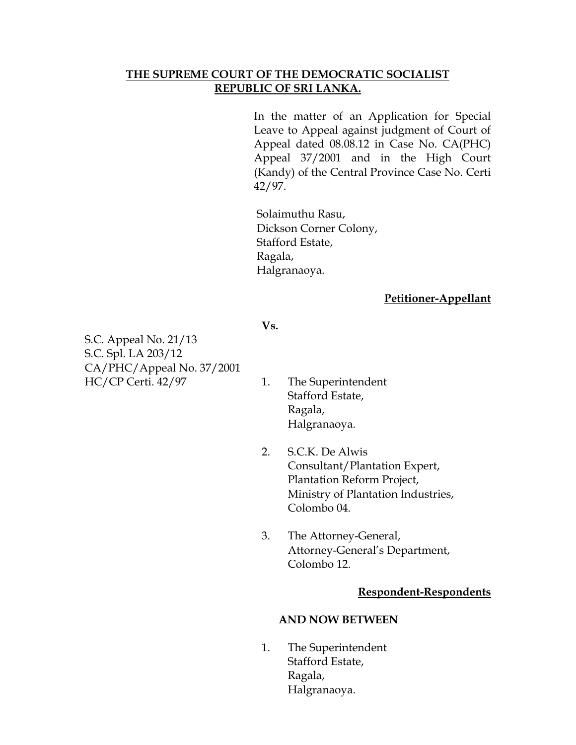**THE SUPREME COURT OF THE DEMOCRATIC SOCIALIST REPUBLIC OF SRI LANKA.**

In the matter of an Application for Special Leave to Appeal against judgment of Court of Appeal dated 08.08.12 in Case No. CA(PHC) Appeal 37/2001 and in the High Court (Kandy) of the Central Province Case No. Certi 42/97.

Solaimuthu Rasu,
Dickson Corner Colony,
Stafford Estate,
Ragala,
Halgranaoya.

**Petitioner-Appellant**

**Vs.**

S.C. Appeal No. 21/13
S.C. Spl. LA 203/12
CA/PHC/Appeal No. 37/2001
HC/CP Certi. 42/97

1. The Superintendent
   Stafford Estate,
   Ragala,
   Halgranaoya.

2. S.C.K. De Alwis
   Consultant/Plantation Expert,
   Plantation Reform Project,
   Ministry of Plantation Industries,
   Colombo 04.

3. The Attorney-General,
   Attorney-General's Department,
   Colombo 12.

**Respondent-Respondents**

**AND NOW BETWEEN**

1. The Superintendent
   Stafford Estate,
   Ragala,
   Halgranaoya.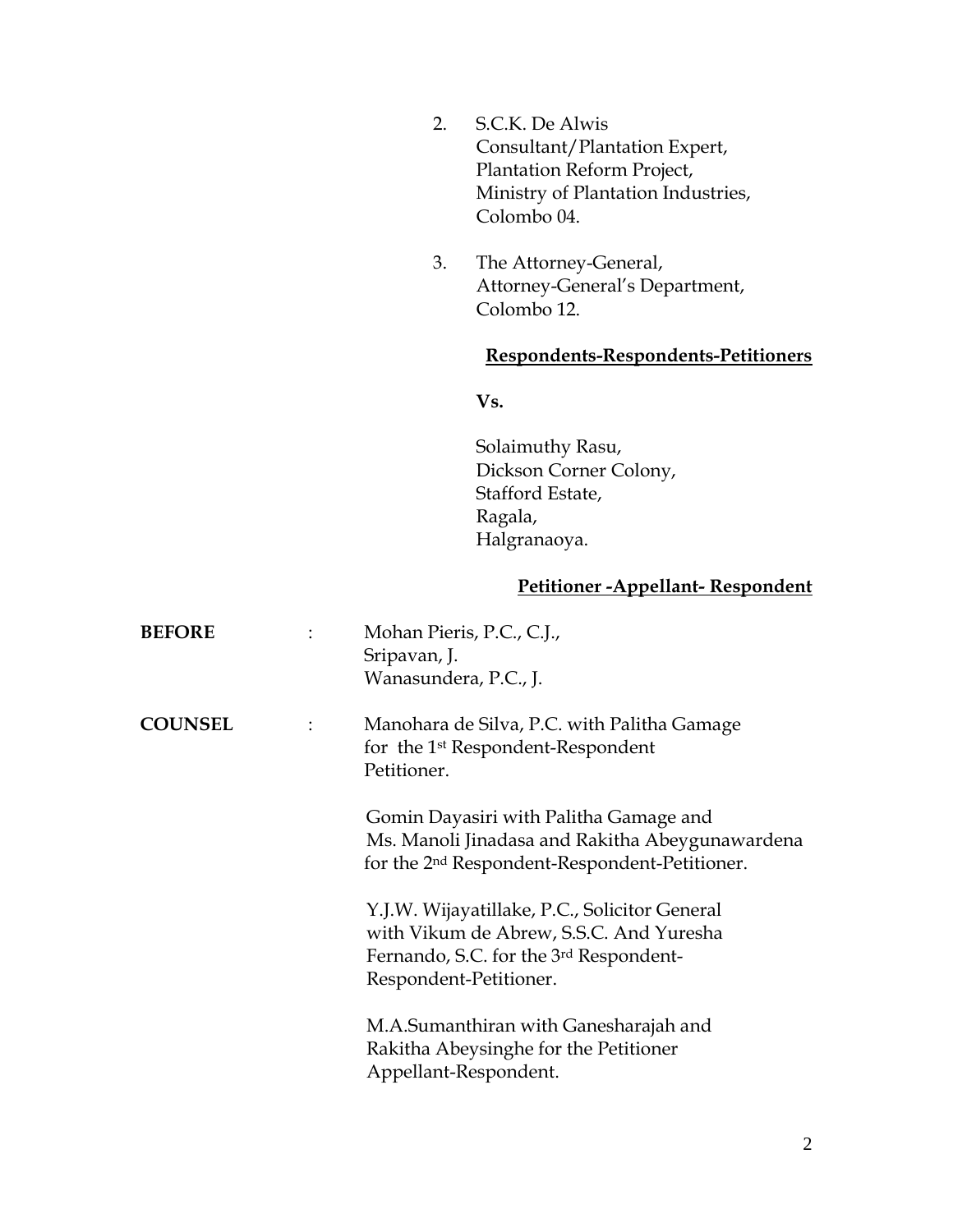2. S.C.K. De Alwis
   Consultant/Plantation Expert,
   Plantation Reform Project,
   Ministry of Plantation Industries,
   Colombo 04.

3. The Attorney-General,
   Attorney-General's Department,
   Colombo 12.

**Respondents-Respondents-Petitioners**

**Vs.**

Solaimuthy Rasu,
Dickson Corner Colony,
Stafford Estate,
Ragala,
Halgranaoya.

**Petitioner -Appellant- Respondent**

**BEFORE** : Mohan Pieris, P.C., C.J.,
Sripavan, J.
Wanasundera, P.C., J.

**COUNSEL** : Manohara de Silva, P.C. with Palitha Gamage for the 1st Respondent-Respondent Petitioner.

Gomin Dayasiri with Palitha Gamage and Ms. Manoli Jinadasa and Rakitha Abeygunawardena for the 2nd Respondent-Respondent-Petitioner.

Y.J.W. Wijayatillake, P.C., Solicitor General with Vikum de Abrew, S.S.C. And Yuresha Fernando, S.C. for the 3rd Respondent-Respondent-Petitioner.

M.A.Sumanthiran with Ganesharajah and Rakitha Abeysinghe for the Petitioner Appellant-Respondent.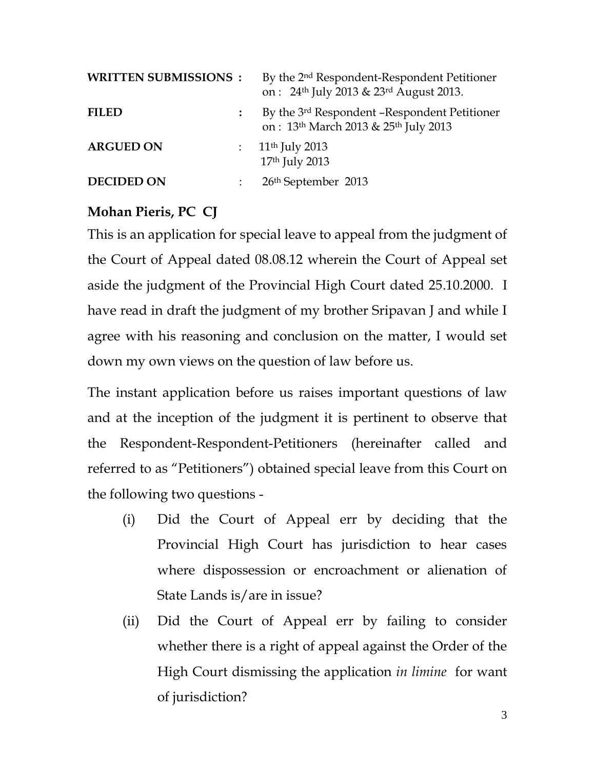| | | |
|---|---|---|
| **WRITTEN SUBMISSIONS** | : | By the 2nd Respondent-Respondent Petitioner on : 24th July 2013 & 23rd August 2013. |
| **FILED** | : | By the 3rd Respondent –Respondent Petitioner on : 13th March 2013 & 25th July 2013 |
| **ARGUED ON** | : | 11th July 2013<br>17th July 2013 |
| **DECIDED ON** | : | 26th September 2013 |

**Mohan Pieris, PC CJ**

This is an application for special leave to appeal from the judgment of the Court of Appeal dated 08.08.12 wherein the Court of Appeal set aside the judgment of the Provincial High Court dated 25.10.2000. I have read in draft the judgment of my brother Sripavan J and while I agree with his reasoning and conclusion on the matter, I would set down my own views on the question of law before us.

The instant application before us raises important questions of law and at the inception of the judgment it is pertinent to observe that the Respondent-Respondent-Petitioners (hereinafter called and referred to as "Petitioners") obtained special leave from this Court on the following two questions -

(i) Did the Court of Appeal err by deciding that the Provincial High Court has jurisdiction to hear cases where dispossession or encroachment or alienation of State Lands is/are in issue?

(ii) Did the Court of Appeal err by failing to consider whether there is a right of appeal against the Order of the High Court dismissing the application *in limine* for want of jurisdiction?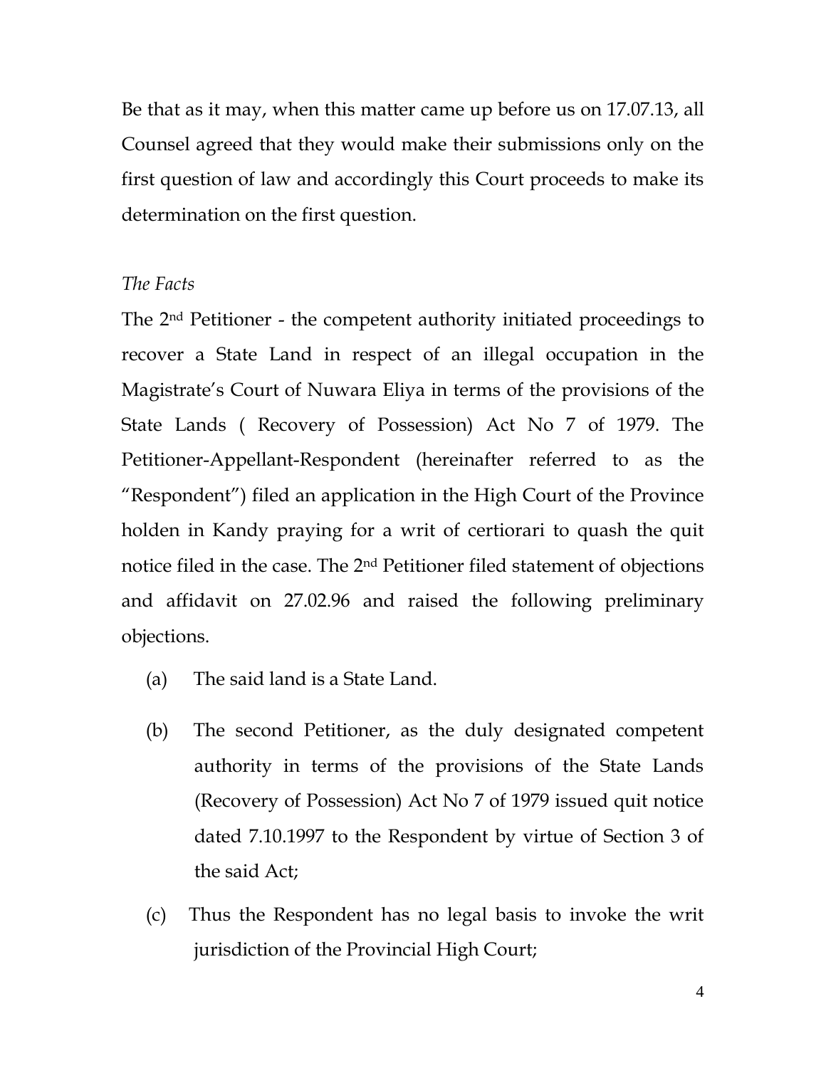Be that as it may, when this matter came up before us on 17.07.13, all Counsel agreed that they would make their submissions only on the first question of law and accordingly this Court proceeds to make its determination on the first question.

*The Facts*

The 2nd Petitioner - the competent authority initiated proceedings to recover a State Land in respect of an illegal occupation in the Magistrate's Court of Nuwara Eliya in terms of the provisions of the State Lands ( Recovery of Possession) Act No 7 of 1979. The Petitioner-Appellant-Respondent (hereinafter referred to as the "Respondent") filed an application in the High Court of the Province holden in Kandy praying for a writ of certiorari to quash the quit notice filed in the case. The 2nd Petitioner filed statement of objections and affidavit on 27.02.96 and raised the following preliminary objections.

(a) The said land is a State Land.

(b) The second Petitioner, as the duly designated competent authority in terms of the provisions of the State Lands (Recovery of Possession) Act No 7 of 1979 issued quit notice dated 7.10.1997 to the Respondent by virtue of Section 3 of the said Act;

(c) Thus the Respondent has no legal basis to invoke the writ jurisdiction of the Provincial High Court;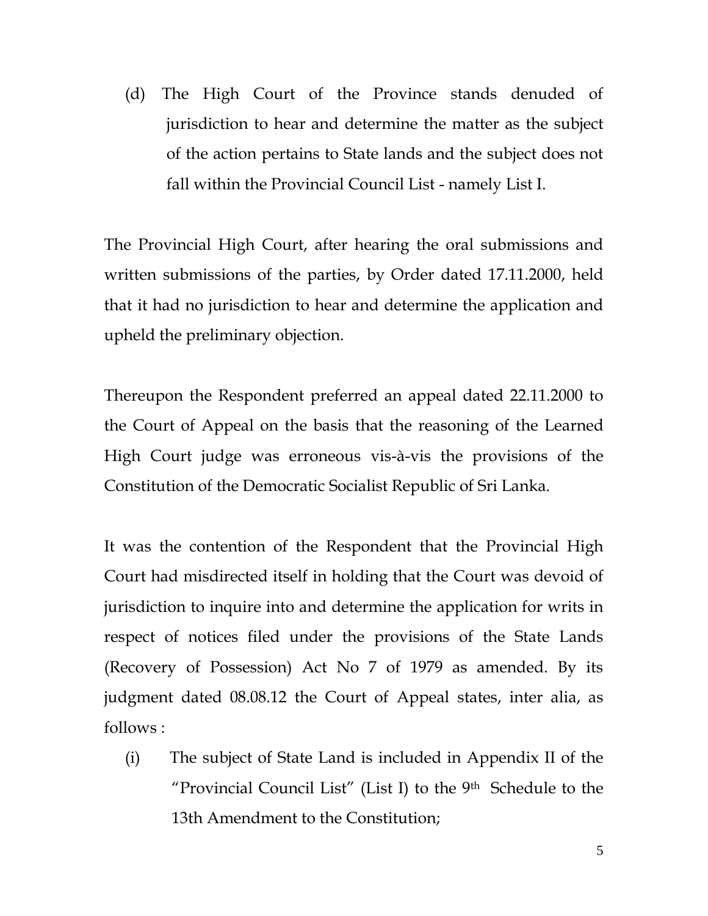(d) The High Court of the Province stands denuded of jurisdiction to hear and determine the matter as the subject of the action pertains to State lands and the subject does not fall within the Provincial Council List - namely List I.

The Provincial High Court, after hearing the oral submissions and written submissions of the parties, by Order dated 17.11.2000, held that it had no jurisdiction to hear and determine the application and upheld the preliminary objection.

Thereupon the Respondent preferred an appeal dated 22.11.2000 to the Court of Appeal on the basis that the reasoning of the Learned High Court judge was erroneous vis-à-vis the provisions of the Constitution of the Democratic Socialist Republic of Sri Lanka.

It was the contention of the Respondent that the Provincial High Court had misdirected itself in holding that the Court was devoid of jurisdiction to inquire into and determine the application for writs in respect of notices filed under the provisions of the State Lands (Recovery of Possession) Act No 7 of 1979 as amended. By its judgment dated 08.08.12 the Court of Appeal states, inter alia, as follows :

(i) The subject of State Land is included in Appendix II of the "Provincial Council List" (List I) to the 9th Schedule to the 13th Amendment to the Constitution;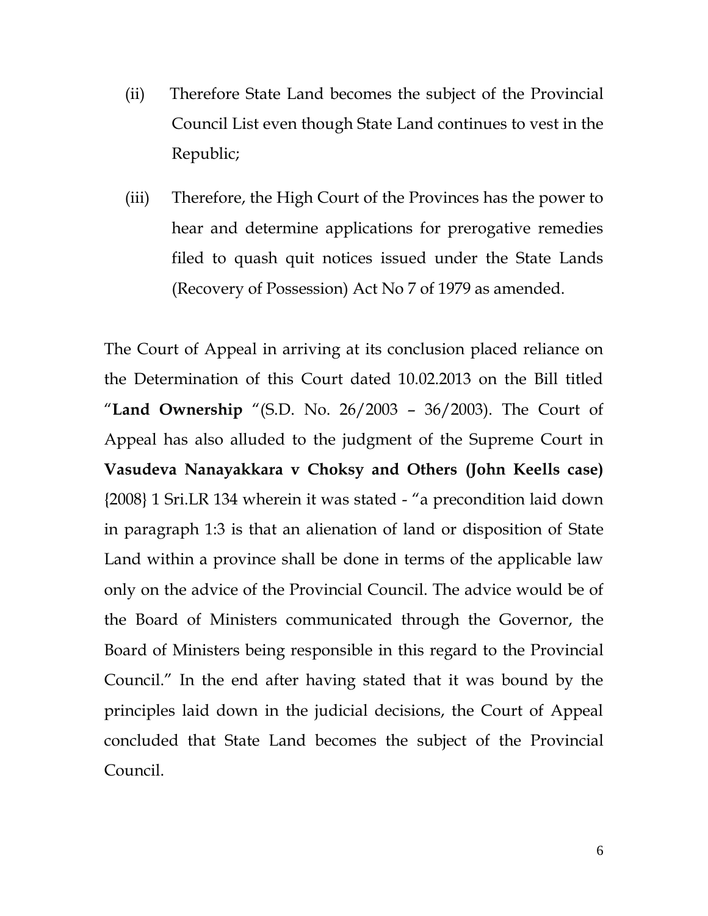(ii) Therefore State Land becomes the subject of the Provincial Council List even though State Land continues to vest in the Republic;

(iii) Therefore, the High Court of the Provinces has the power to hear and determine applications for prerogative remedies filed to quash quit notices issued under the State Lands (Recovery of Possession) Act No 7 of 1979 as amended.

The Court of Appeal in arriving at its conclusion placed reliance on the Determination of this Court dated 10.02.2013 on the Bill titled "**Land Ownership** "(S.D. No. 26/2003 – 36/2003). The Court of Appeal has also alluded to the judgment of the Supreme Court in **Vasudeva Nanayakkara v Choksy and Others (John Keells case)** {2008} 1 Sri.LR 134 wherein it was stated - "a precondition laid down in paragraph 1:3 is that an alienation of land or disposition of State Land within a province shall be done in terms of the applicable law only on the advice of the Provincial Council. The advice would be of the Board of Ministers communicated through the Governor, the Board of Ministers being responsible in this regard to the Provincial Council." In the end after having stated that it was bound by the principles laid down in the judicial decisions, the Court of Appeal concluded that State Land becomes the subject of the Provincial Council.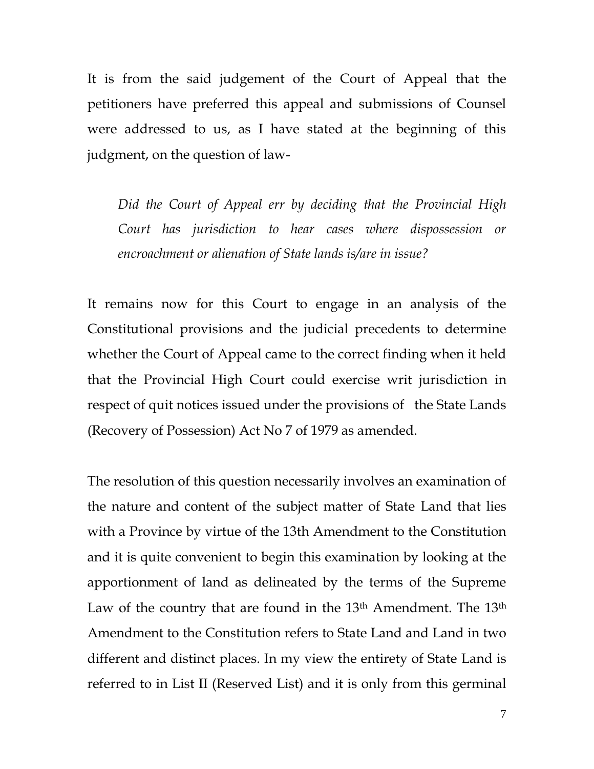It is from the said judgement of the Court of Appeal that the petitioners have preferred this appeal and submissions of Counsel were addressed to us, as I have stated at the beginning of this judgment, on the question of law-

> *Did the Court of Appeal err by deciding that the Provincial High Court has jurisdiction to hear cases where dispossession or encroachment or alienation of State lands is/are in issue?*

It remains now for this Court to engage in an analysis of the Constitutional provisions and the judicial precedents to determine whether the Court of Appeal came to the correct finding when it held that the Provincial High Court could exercise writ jurisdiction in respect of quit notices issued under the provisions of the State Lands (Recovery of Possession) Act No 7 of 1979 as amended.

The resolution of this question necessarily involves an examination of the nature and content of the subject matter of State Land that lies with a Province by virtue of the 13th Amendment to the Constitution and it is quite convenient to begin this examination by looking at the apportionment of land as delineated by the terms of the Supreme Law of the country that are found in the 13th Amendment. The 13th Amendment to the Constitution refers to State Land and Land in two different and distinct places. In my view the entirety of State Land is referred to in List II (Reserved List) and it is only from this germinal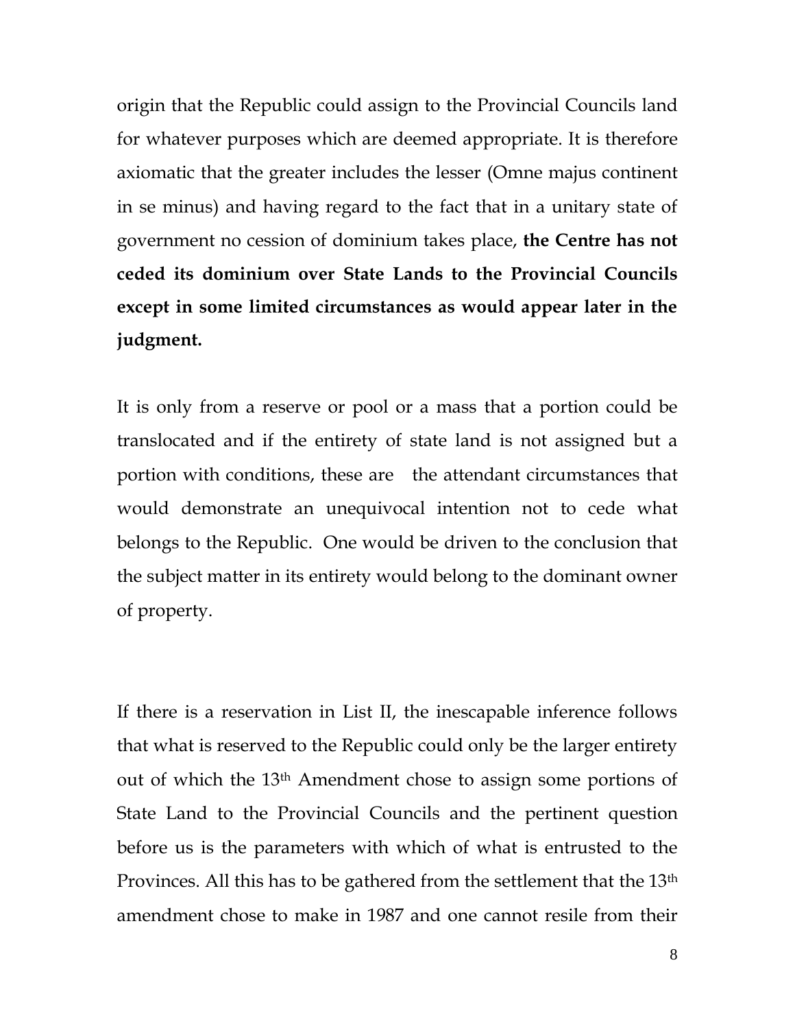origin that the Republic could assign to the Provincial Councils land for whatever purposes which are deemed appropriate. It is therefore axiomatic that the greater includes the lesser (Omne majus continent in se minus) and having regard to the fact that in a unitary state of government no cession of dominium takes place, **the Centre has not ceded its dominium over State Lands to the Provincial Councils except in some limited circumstances as would appear later in the judgment.**

It is only from a reserve or pool or a mass that a portion could be translocated and if the entirety of state land is not assigned but a portion with conditions, these are the attendant circumstances that would demonstrate an unequivocal intention not to cede what belongs to the Republic. One would be driven to the conclusion that the subject matter in its entirety would belong to the dominant owner of property.

If there is a reservation in List II, the inescapable inference follows that what is reserved to the Republic could only be the larger entirety out of which the 13th Amendment chose to assign some portions of State Land to the Provincial Councils and the pertinent question before us is the parameters with which of what is entrusted to the Provinces. All this has to be gathered from the settlement that the 13th amendment chose to make in 1987 and one cannot resile from their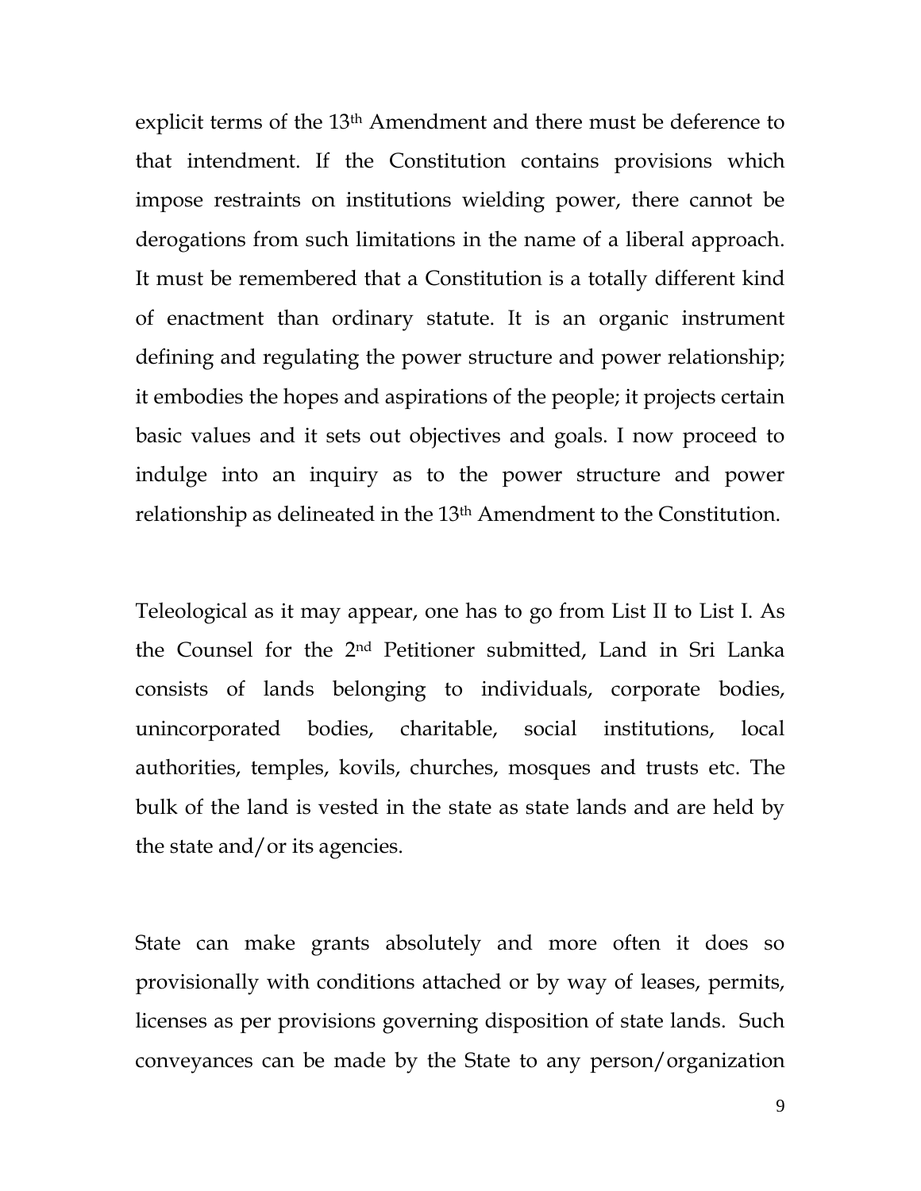explicit terms of the 13th Amendment and there must be deference to that intendment. If the Constitution contains provisions which impose restraints on institutions wielding power, there cannot be derogations from such limitations in the name of a liberal approach. It must be remembered that a Constitution is a totally different kind of enactment than ordinary statute. It is an organic instrument defining and regulating the power structure and power relationship; it embodies the hopes and aspirations of the people; it projects certain basic values and it sets out objectives and goals. I now proceed to indulge into an inquiry as to the power structure and power relationship as delineated in the 13th Amendment to the Constitution.

Teleological as it may appear, one has to go from List II to List I. As the Counsel for the 2nd Petitioner submitted, Land in Sri Lanka consists of lands belonging to individuals, corporate bodies, unincorporated bodies, charitable, social institutions, local authorities, temples, kovils, churches, mosques and trusts etc. The bulk of the land is vested in the state as state lands and are held by the state and/or its agencies.

State can make grants absolutely and more often it does so provisionally with conditions attached or by way of leases, permits, licenses as per provisions governing disposition of state lands. Such conveyances can be made by the State to any person/organization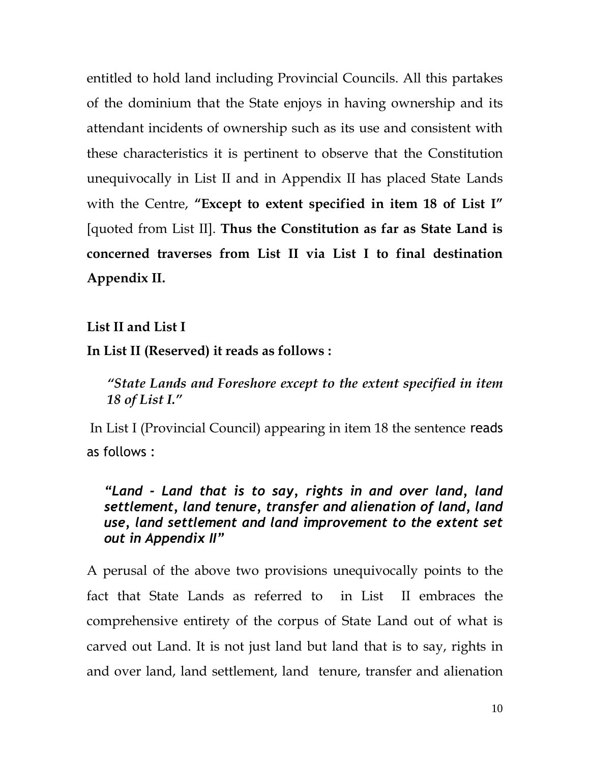entitled to hold land including Provincial Councils. All this partakes of the dominium that the State enjoys in having ownership and its attendant incidents of ownership such as its use and consistent with these characteristics it is pertinent to observe that the Constitution unequivocally in List II and in Appendix II has placed State Lands with the Centre, **"Except to extent specified in item 18 of List I"** [quoted from List II]. **Thus the Constitution as far as State Land is concerned traverses from List II via List I to final destination Appendix II.**

**List II and List I**

**In List II (Reserved) it reads as follows :**

> ***"State Lands and Foreshore except to the extent specified in item 18 of List I."***

In List I (Provincial Council) appearing in item 18 the sentence reads as follows :

> ***"Land - Land that is to say, rights in and over land, land settlement, land tenure, transfer and alienation of land, land use, land settlement and land improvement to the extent set out in Appendix II"***

A perusal of the above two provisions unequivocally points to the fact that State Lands as referred to in List II embraces the comprehensive entirety of the corpus of State Land out of what is carved out Land. It is not just land but land that is to say, rights in and over land, land settlement, land tenure, transfer and alienation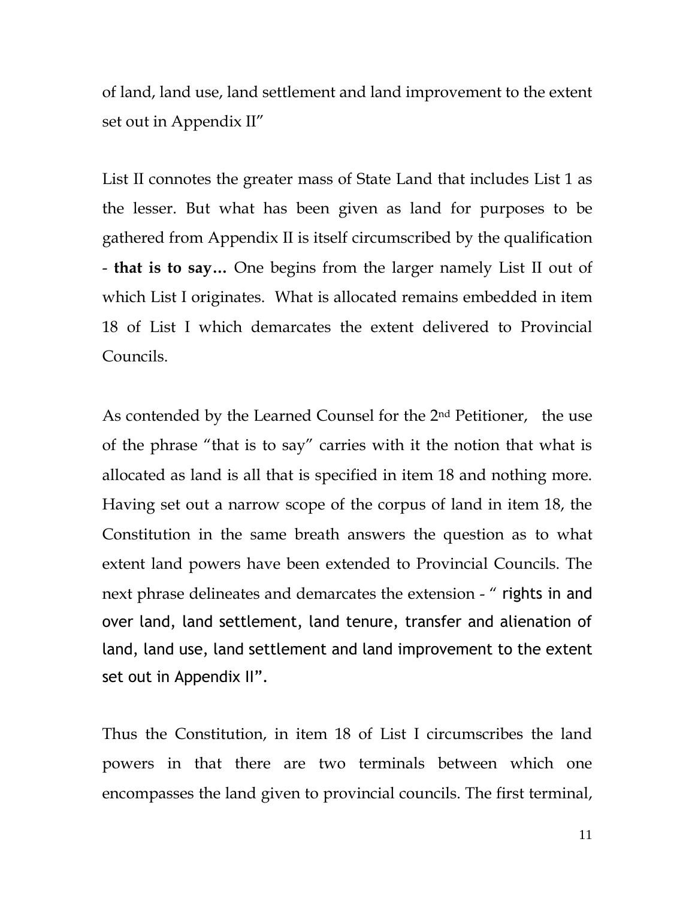of land, land use, land settlement and land improvement to the extent set out in Appendix II"

List II connotes the greater mass of State Land that includes List 1 as the lesser. But what has been given as land for purposes to be gathered from Appendix II is itself circumscribed by the qualification - **that is to say…** One begins from the larger namely List II out of which List I originates. What is allocated remains embedded in item 18 of List I which demarcates the extent delivered to Provincial Councils.

As contended by the Learned Counsel for the 2nd Petitioner, the use of the phrase "that is to say" carries with it the notion that what is allocated as land is all that is specified in item 18 and nothing more. Having set out a narrow scope of the corpus of land in item 18, the Constitution in the same breath answers the question as to what extent land powers have been extended to Provincial Councils. The next phrase delineates and demarcates the extension - " rights in and over land, land settlement, land tenure, transfer and alienation of land, land use, land settlement and land improvement to the extent set out in Appendix II".

Thus the Constitution, in item 18 of List I circumscribes the land powers in that there are two terminals between which one encompasses the land given to provincial councils. The first terminal,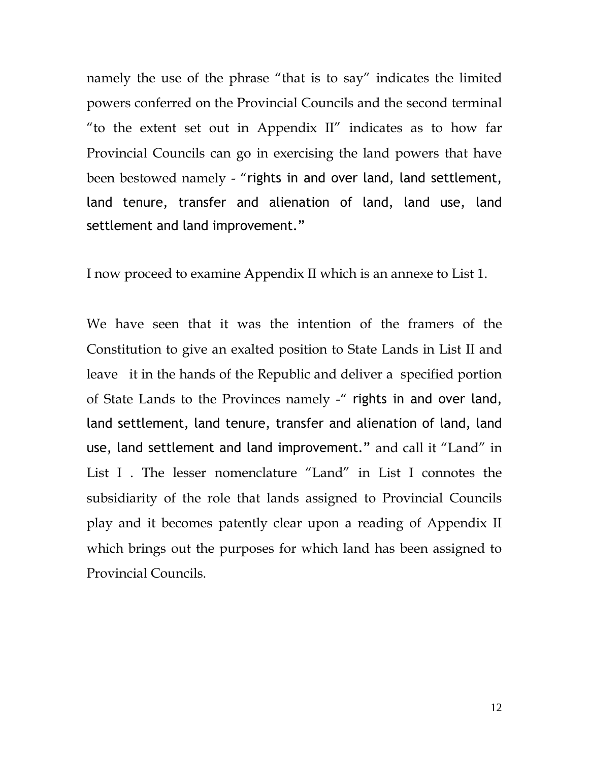namely the use of the phrase "that is to say" indicates the limited powers conferred on the Provincial Councils and the second terminal "to the extent set out in Appendix II" indicates as to how far Provincial Councils can go in exercising the land powers that have been bestowed namely - "rights in and over land, land settlement, land tenure, transfer and alienation of land, land use, land settlement and land improvement."

I now proceed to examine Appendix II which is an annexe to List 1.

We have seen that it was the intention of the framers of the Constitution to give an exalted position to State Lands in List II and leave it in the hands of the Republic and deliver a specified portion of State Lands to the Provinces namely -" rights in and over land, land settlement, land tenure, transfer and alienation of land, land use, land settlement and land improvement." and call it "Land" in List I . The lesser nomenclature "Land" in List I connotes the subsidiarity of the role that lands assigned to Provincial Councils play and it becomes patently clear upon a reading of Appendix II which brings out the purposes for which land has been assigned to Provincial Councils.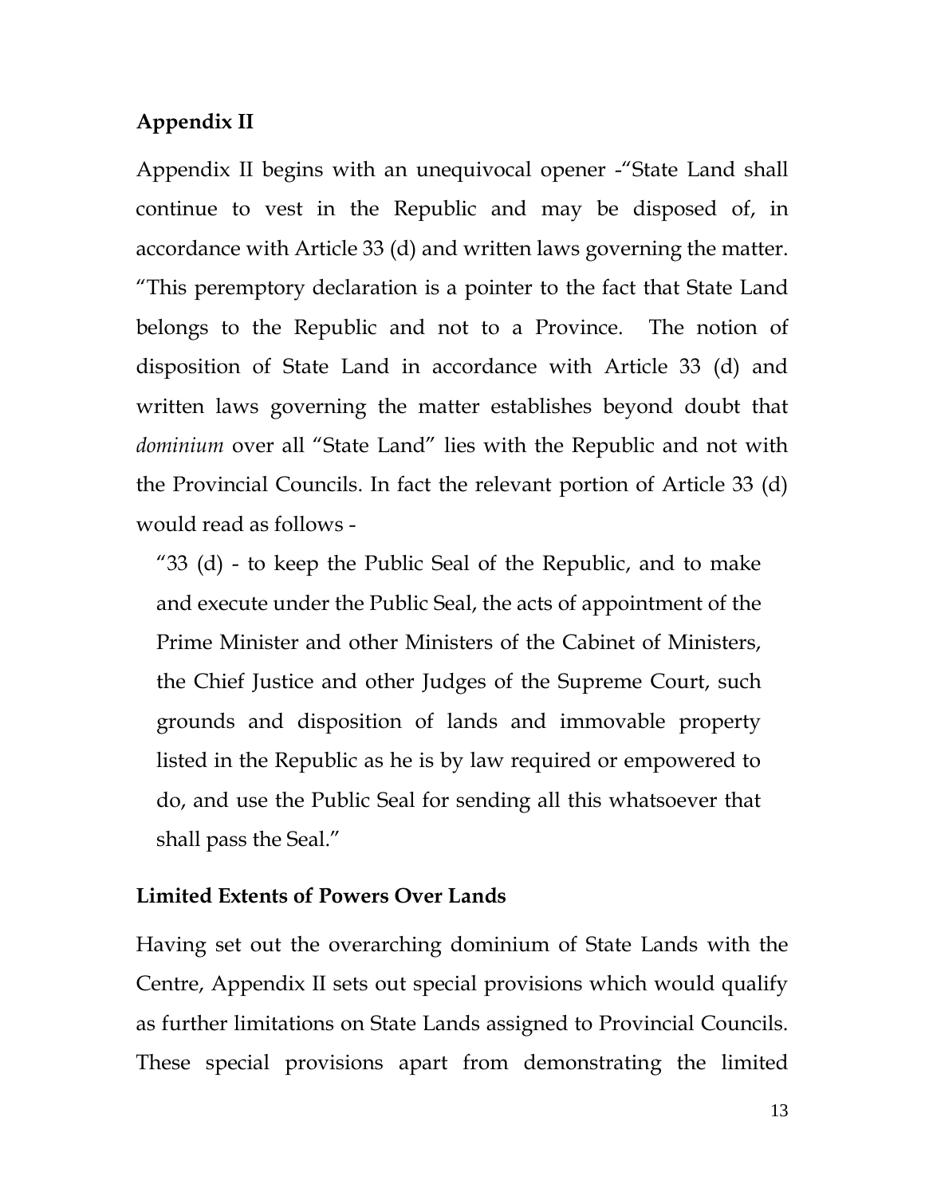**Appendix II**

Appendix II begins with an unequivocal opener -"State Land shall continue to vest in the Republic and may be disposed of, in accordance with Article 33 (d) and written laws governing the matter. "This peremptory declaration is a pointer to the fact that State Land belongs to the Republic and not to a Province. The notion of disposition of State Land in accordance with Article 33 (d) and written laws governing the matter establishes beyond doubt that *dominium* over all "State Land" lies with the Republic and not with the Provincial Councils. In fact the relevant portion of Article 33 (d) would read as follows -

> "33 (d) - to keep the Public Seal of the Republic, and to make and execute under the Public Seal, the acts of appointment of the Prime Minister and other Ministers of the Cabinet of Ministers, the Chief Justice and other Judges of the Supreme Court, such grounds and disposition of lands and immovable property listed in the Republic as he is by law required or empowered to do, and use the Public Seal for sending all this whatsoever that shall pass the Seal."

**Limited Extents of Powers Over Lands**

Having set out the overarching dominium of State Lands with the Centre, Appendix II sets out special provisions which would qualify as further limitations on State Lands assigned to Provincial Councils. These special provisions apart from demonstrating the limited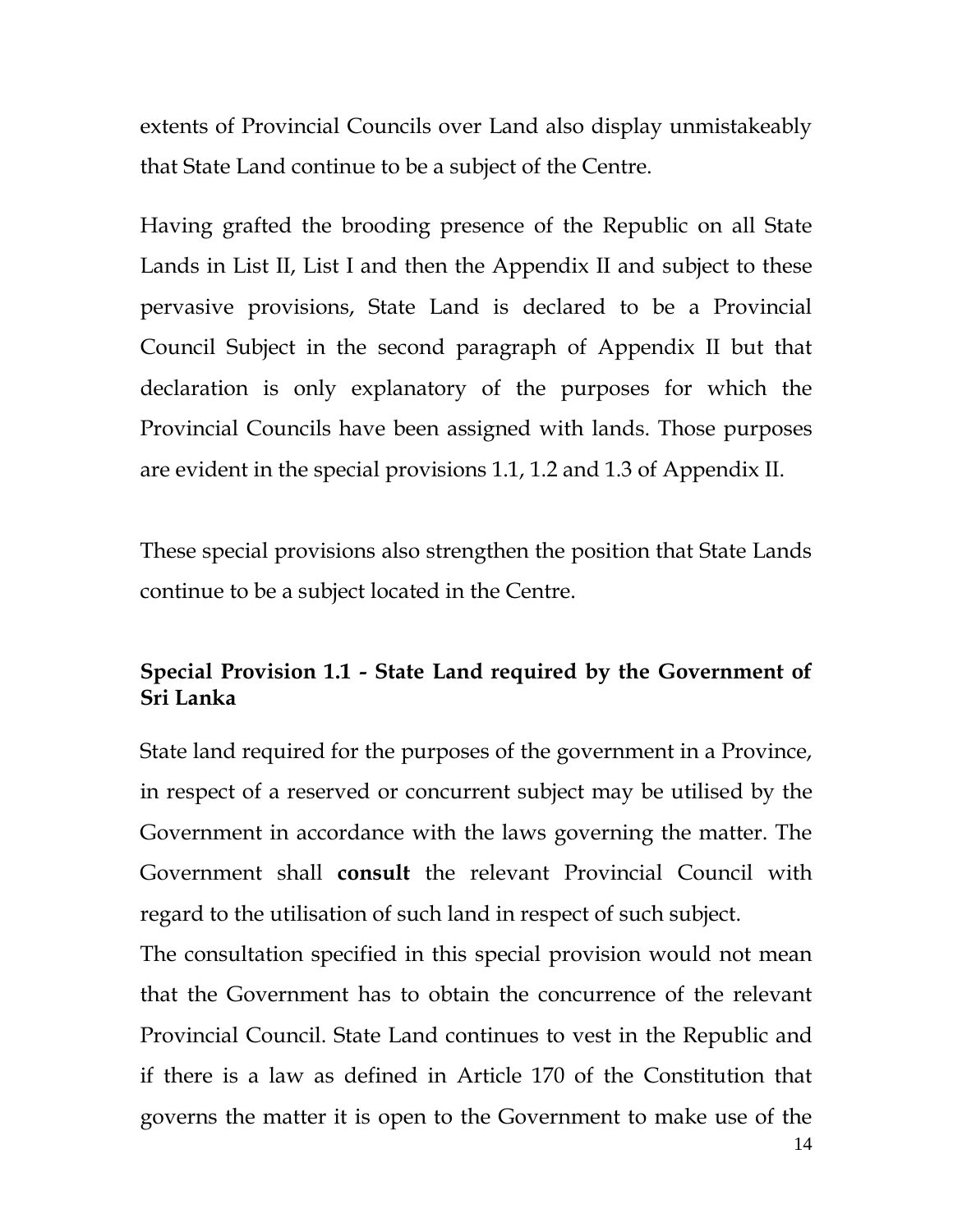extents of Provincial Councils over Land also display unmistakeably that State Land continue to be a subject of the Centre.

Having grafted the brooding presence of the Republic on all State Lands in List II, List I and then the Appendix II and subject to these pervasive provisions, State Land is declared to be a Provincial Council Subject in the second paragraph of Appendix II but that declaration is only explanatory of the purposes for which the Provincial Councils have been assigned with lands. Those purposes are evident in the special provisions 1.1, 1.2 and 1.3 of Appendix II.

These special provisions also strengthen the position that State Lands continue to be a subject located in the Centre.

**Special Provision 1.1 - State Land required by the Government of Sri Lanka**

State land required for the purposes of the government in a Province, in respect of a reserved or concurrent subject may be utilised by the Government in accordance with the laws governing the matter. The Government shall **consult** the relevant Provincial Council with regard to the utilisation of such land in respect of such subject.

The consultation specified in this special provision would not mean that the Government has to obtain the concurrence of the relevant Provincial Council. State Land continues to vest in the Republic and if there is a law as defined in Article 170 of the Constitution that governs the matter it is open to the Government to make use of the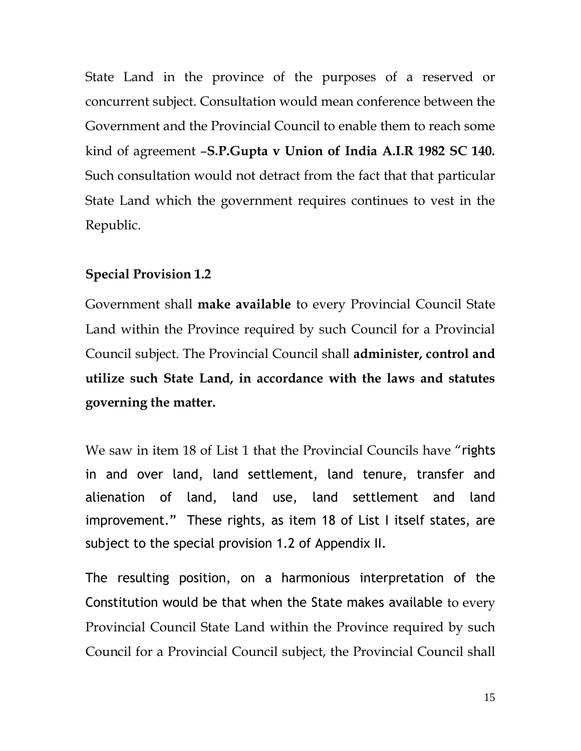State Land in the province of the purposes of a reserved or concurrent subject. Consultation would mean conference between the Government and the Provincial Council to enable them to reach some kind of agreement –**S.P.Gupta v Union of India A.I.R 1982 SC 140.** Such consultation would not detract from the fact that that particular State Land which the government requires continues to vest in the Republic.

**Special Provision 1.2**

Government shall **make available** to every Provincial Council State Land within the Province required by such Council for a Provincial Council subject. The Provincial Council shall **administer, control and utilize such State Land, in accordance with the laws and statutes governing the matter.**

We saw in item 18 of List 1 that the Provincial Councils have "rights in and over land, land settlement, land tenure, transfer and alienation of land, land use, land settlement and land improvement." These rights, as item 18 of List I itself states, are subject to the special provision 1.2 of Appendix II.

The resulting position, on a harmonious interpretation of the Constitution would be that when the State makes available to every Provincial Council State Land within the Province required by such Council for a Provincial Council subject, the Provincial Council shall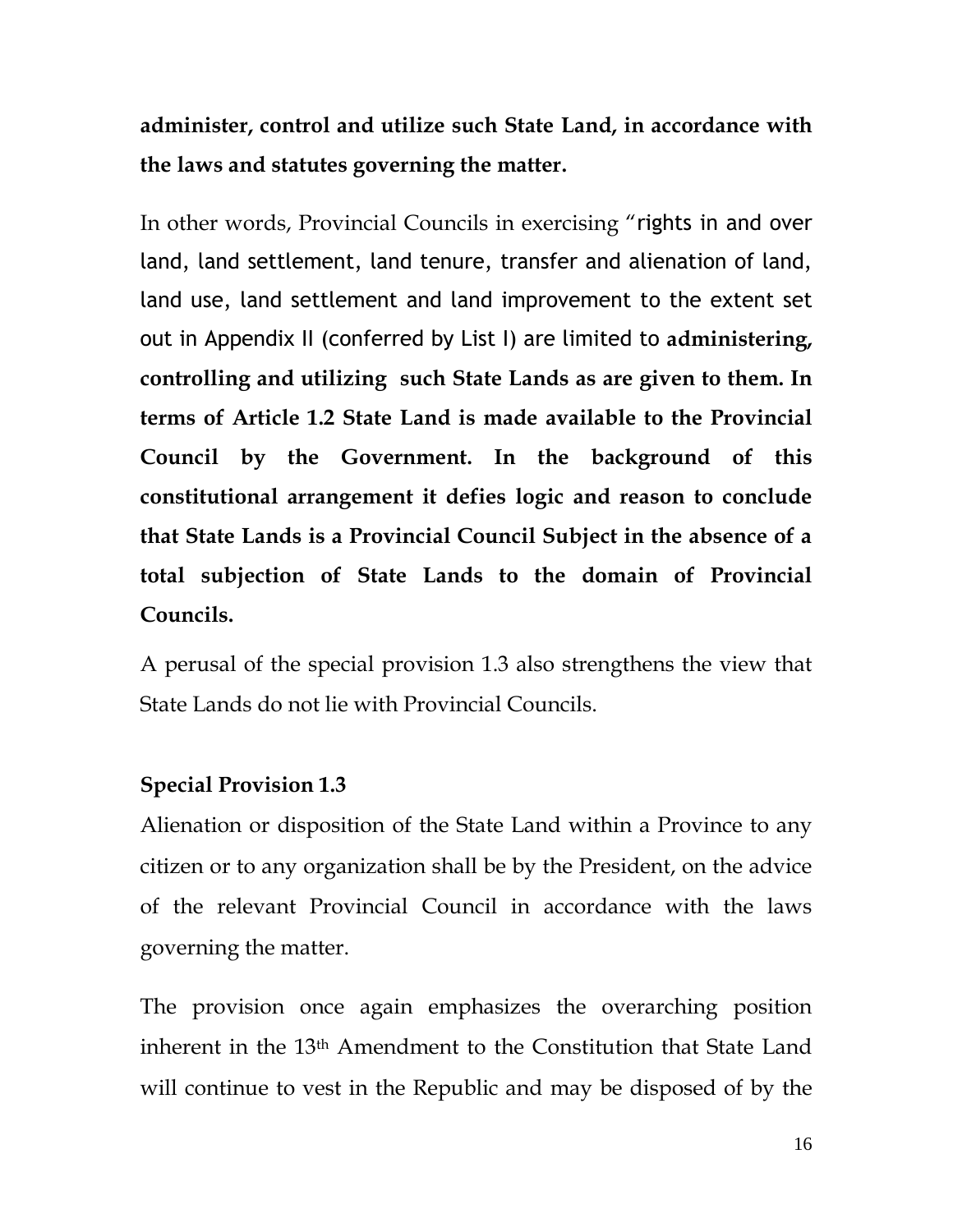**administer, control and utilize such State Land, in accordance with the laws and statutes governing the matter.**

In other words, Provincial Councils in exercising "rights in and over land, land settlement, land tenure, transfer and alienation of land, land use, land settlement and land improvement to the extent set out in Appendix II (conferred by List I) are limited to **administering, controlling and utilizing such State Lands as are given to them. In terms of Article 1.2 State Land is made available to the Provincial Council by the Government. In the background of this constitutional arrangement it defies logic and reason to conclude that State Lands is a Provincial Council Subject in the absence of a total subjection of State Lands to the domain of Provincial Councils.**

A perusal of the special provision 1.3 also strengthens the view that State Lands do not lie with Provincial Councils.

**Special Provision 1.3**

Alienation or disposition of the State Land within a Province to any citizen or to any organization shall be by the President, on the advice of the relevant Provincial Council in accordance with the laws governing the matter.

The provision once again emphasizes the overarching position inherent in the 13th Amendment to the Constitution that State Land will continue to vest in the Republic and may be disposed of by the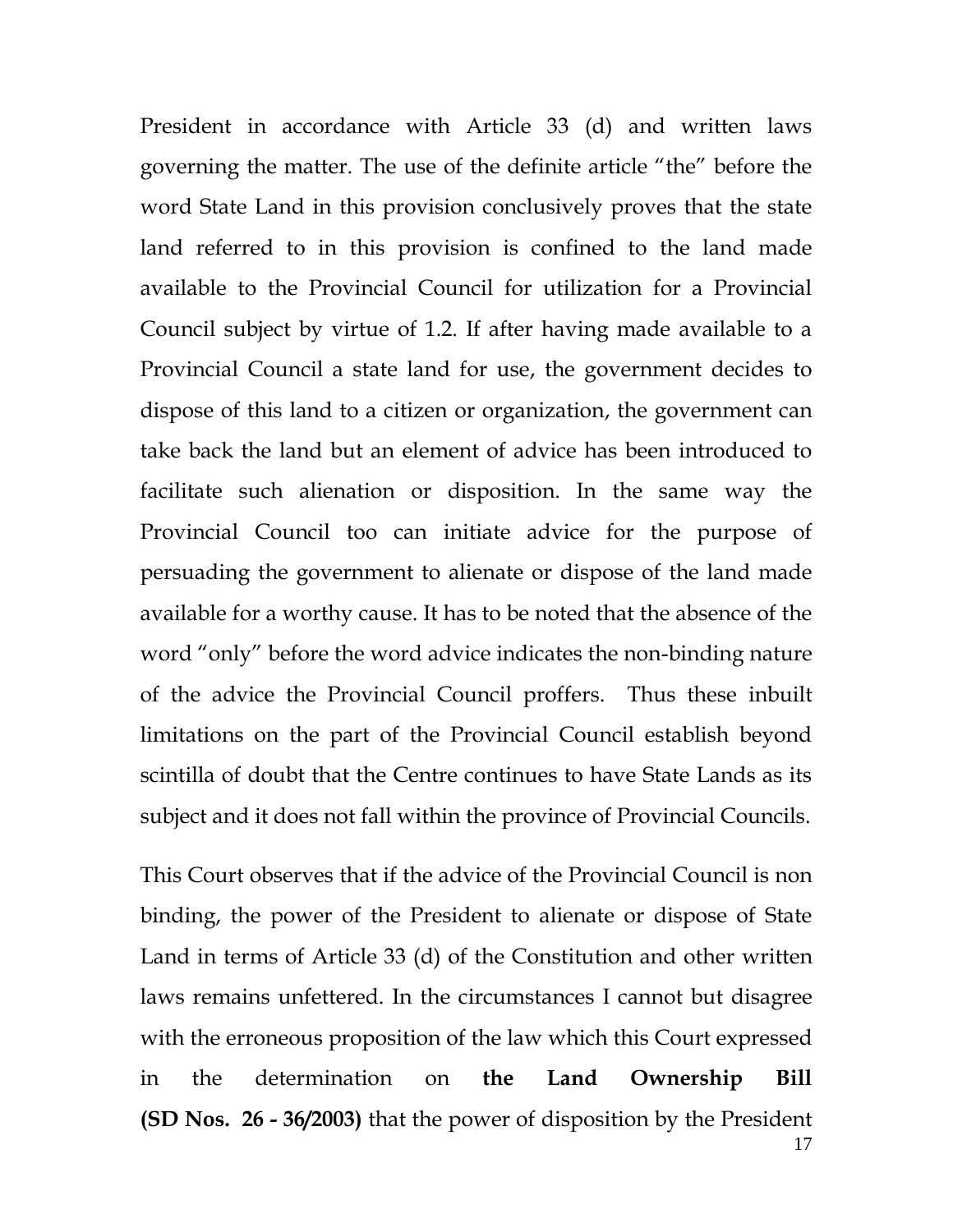President in accordance with Article 33 (d) and written laws governing the matter. The use of the definite article "the" before the word State Land in this provision conclusively proves that the state land referred to in this provision is confined to the land made available to the Provincial Council for utilization for a Provincial Council subject by virtue of 1.2. If after having made available to a Provincial Council a state land for use, the government decides to dispose of this land to a citizen or organization, the government can take back the land but an element of advice has been introduced to facilitate such alienation or disposition. In the same way the Provincial Council too can initiate advice for the purpose of persuading the government to alienate or dispose of the land made available for a worthy cause. It has to be noted that the absence of the word "only" before the word advice indicates the non-binding nature of the advice the Provincial Council proffers. Thus these inbuilt limitations on the part of the Provincial Council establish beyond scintilla of doubt that the Centre continues to have State Lands as its subject and it does not fall within the province of Provincial Councils.

This Court observes that if the advice of the Provincial Council is non binding, the power of the President to alienate or dispose of State Land in terms of Article 33 (d) of the Constitution and other written laws remains unfettered. In the circumstances I cannot but disagree with the erroneous proposition of the law which this Court expressed in the determination on **the Land Ownership Bill (SD Nos. 26 - 36/2003)** that the power of disposition by the President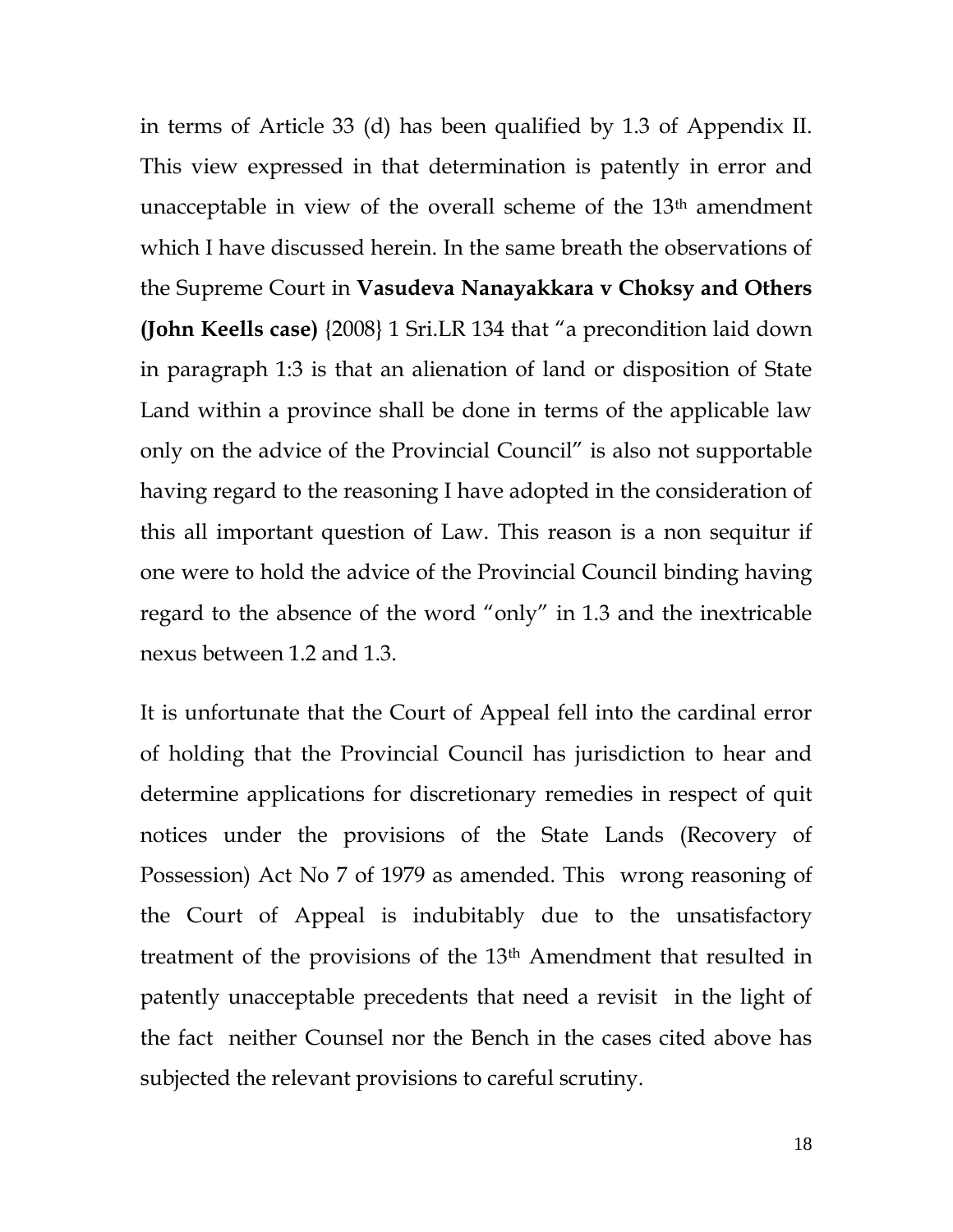in terms of Article 33 (d) has been qualified by 1.3 of Appendix II. This view expressed in that determination is patently in error and unacceptable in view of the overall scheme of the 13th amendment which I have discussed herein. In the same breath the observations of the Supreme Court in **Vasudeva Nanayakkara v Choksy and Others (John Keells case)** {2008} 1 Sri.LR 134 that "a precondition laid down in paragraph 1:3 is that an alienation of land or disposition of State Land within a province shall be done in terms of the applicable law only on the advice of the Provincial Council" is also not supportable having regard to the reasoning I have adopted in the consideration of this all important question of Law. This reason is a non sequitur if one were to hold the advice of the Provincial Council binding having regard to the absence of the word "only" in 1.3 and the inextricable nexus between 1.2 and 1.3.

It is unfortunate that the Court of Appeal fell into the cardinal error of holding that the Provincial Council has jurisdiction to hear and determine applications for discretionary remedies in respect of quit notices under the provisions of the State Lands (Recovery of Possession) Act No 7 of 1979 as amended. This wrong reasoning of the Court of Appeal is indubitably due to the unsatisfactory treatment of the provisions of the 13th Amendment that resulted in patently unacceptable precedents that need a revisit in the light of the fact neither Counsel nor the Bench in the cases cited above has subjected the relevant provisions to careful scrutiny.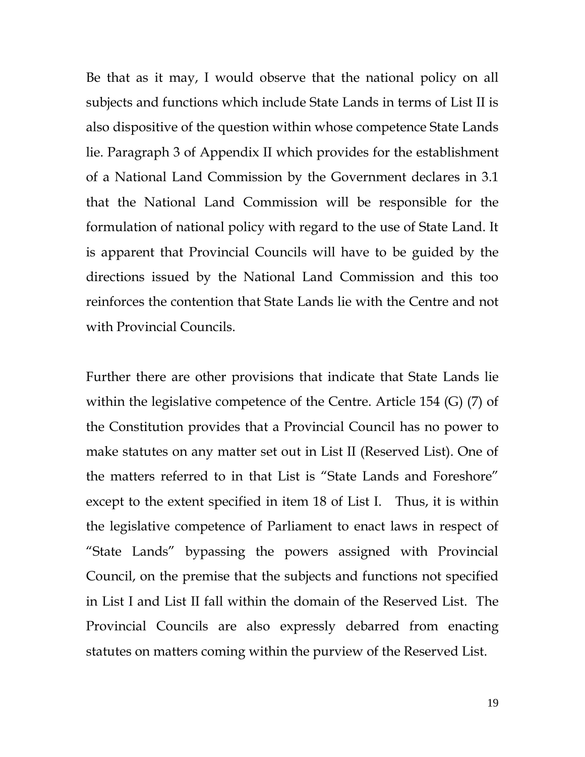Be that as it may, I would observe that the national policy on all subjects and functions which include State Lands in terms of List II is also dispositive of the question within whose competence State Lands lie. Paragraph 3 of Appendix II which provides for the establishment of a National Land Commission by the Government declares in 3.1 that the National Land Commission will be responsible for the formulation of national policy with regard to the use of State Land. It is apparent that Provincial Councils will have to be guided by the directions issued by the National Land Commission and this too reinforces the contention that State Lands lie with the Centre and not with Provincial Councils.

Further there are other provisions that indicate that State Lands lie within the legislative competence of the Centre. Article 154 (G) (7) of the Constitution provides that a Provincial Council has no power to make statutes on any matter set out in List II (Reserved List). One of the matters referred to in that List is "State Lands and Foreshore" except to the extent specified in item 18 of List I. Thus, it is within the legislative competence of Parliament to enact laws in respect of "State Lands" bypassing the powers assigned with Provincial Council, on the premise that the subjects and functions not specified in List I and List II fall within the domain of the Reserved List. The Provincial Councils are also expressly debarred from enacting statutes on matters coming within the purview of the Reserved List.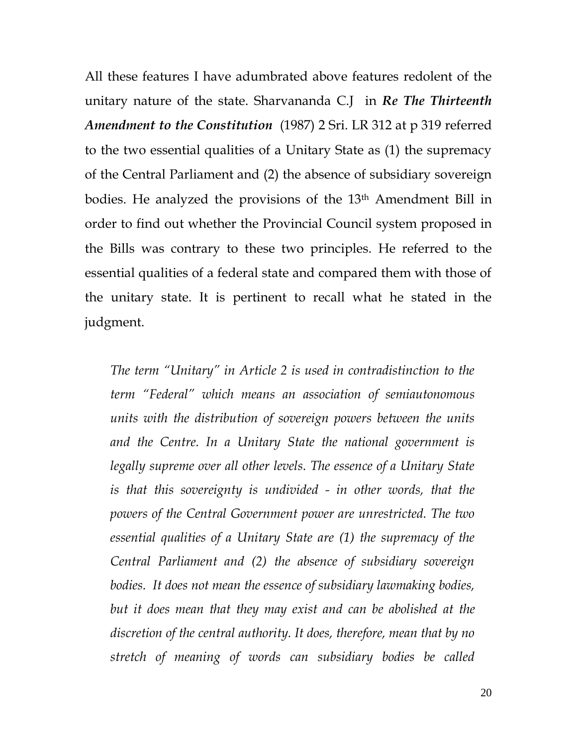All these features I have adumbrated above features redolent of the unitary nature of the state. Sharvananda C.J in ***Re The Thirteenth Amendment to the Constitution*** (1987) 2 Sri. LR 312 at p 319 referred to the two essential qualities of a Unitary State as (1) the supremacy of the Central Parliament and (2) the absence of subsidiary sovereign bodies. He analyzed the provisions of the 13th Amendment Bill in order to find out whether the Provincial Council system proposed in the Bills was contrary to these two principles. He referred to the essential qualities of a federal state and compared them with those of the unitary state. It is pertinent to recall what he stated in the judgment.

> *The term "Unitary" in Article 2 is used in contradistinction to the term "Federal" which means an association of semiautonomous units with the distribution of sovereign powers between the units and the Centre. In a Unitary State the national government is legally supreme over all other levels. The essence of a Unitary State is that this sovereignty is undivided - in other words, that the powers of the Central Government power are unrestricted. The two essential qualities of a Unitary State are (1) the supremacy of the Central Parliament and (2) the absence of subsidiary sovereign bodies. It does not mean the essence of subsidiary lawmaking bodies, but it does mean that they may exist and can be abolished at the discretion of the central authority. It does, therefore, mean that by no stretch of meaning of words can subsidiary bodies be called*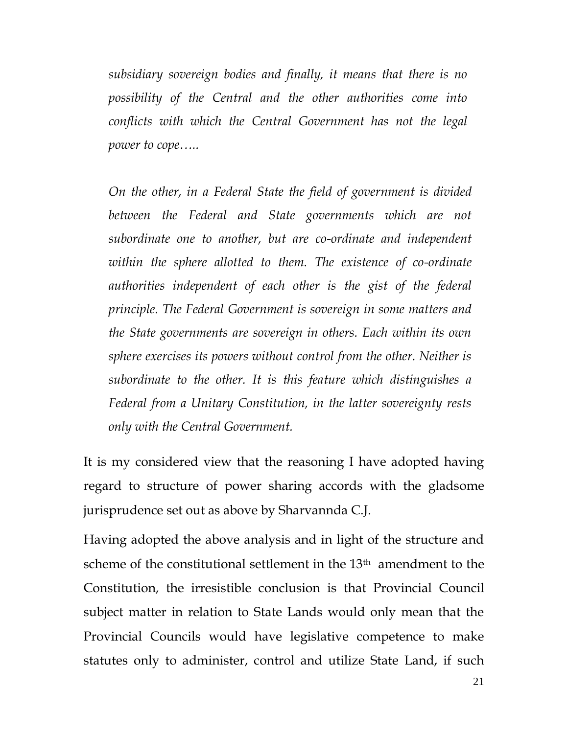*subsidiary sovereign bodies and finally, it means that there is no possibility of the Central and the other authorities come into conflicts with which the Central Government has not the legal power to cope…..*

*On the other, in a Federal State the field of government is divided between the Federal and State governments which are not subordinate one to another, but are co-ordinate and independent within the sphere allotted to them. The existence of co-ordinate authorities independent of each other is the gist of the federal principle. The Federal Government is sovereign in some matters and the State governments are sovereign in others. Each within its own sphere exercises its powers without control from the other. Neither is subordinate to the other. It is this feature which distinguishes a Federal from a Unitary Constitution, in the latter sovereignty rests only with the Central Government.*

It is my considered view that the reasoning I have adopted having regard to structure of power sharing accords with the gladsome jurisprudence set out as above by Sharvannda C.J.

Having adopted the above analysis and in light of the structure and scheme of the constitutional settlement in the 13th amendment to the Constitution, the irresistible conclusion is that Provincial Council subject matter in relation to State Lands would only mean that the Provincial Councils would have legislative competence to make statutes only to administer, control and utilize State Land, if such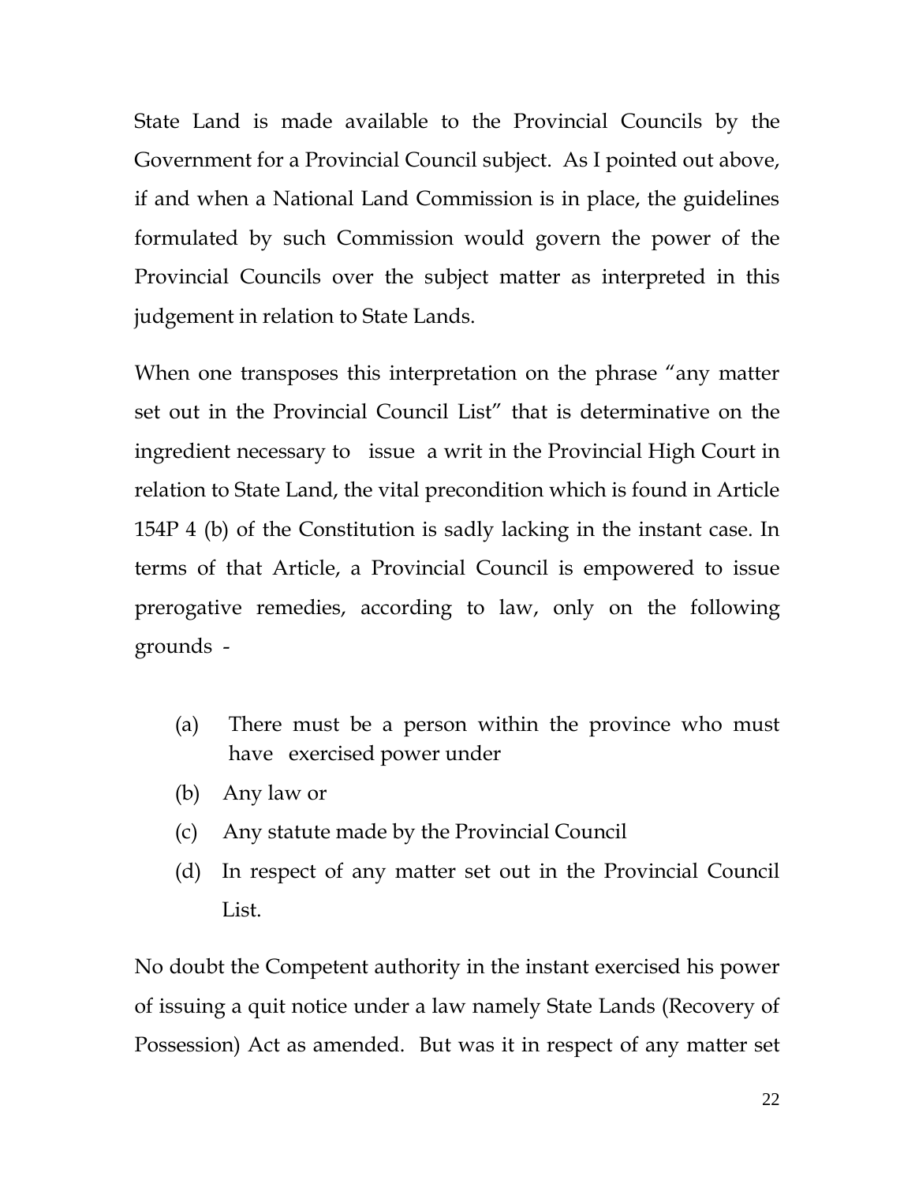State Land is made available to the Provincial Councils by the Government for a Provincial Council subject. As I pointed out above, if and when a National Land Commission is in place, the guidelines formulated by such Commission would govern the power of the Provincial Councils over the subject matter as interpreted in this judgement in relation to State Lands.

When one transposes this interpretation on the phrase "any matter set out in the Provincial Council List" that is determinative on the ingredient necessary to issue a writ in the Provincial High Court in relation to State Land, the vital precondition which is found in Article 154P 4 (b) of the Constitution is sadly lacking in the instant case. In terms of that Article, a Provincial Council is empowered to issue prerogative remedies, according to law, only on the following grounds -

(a) There must be a person within the province who must have exercised power under

(b) Any law or

(c) Any statute made by the Provincial Council

(d) In respect of any matter set out in the Provincial Council List.

No doubt the Competent authority in the instant exercised his power of issuing a quit notice under a law namely State Lands (Recovery of Possession) Act as amended. But was it in respect of any matter set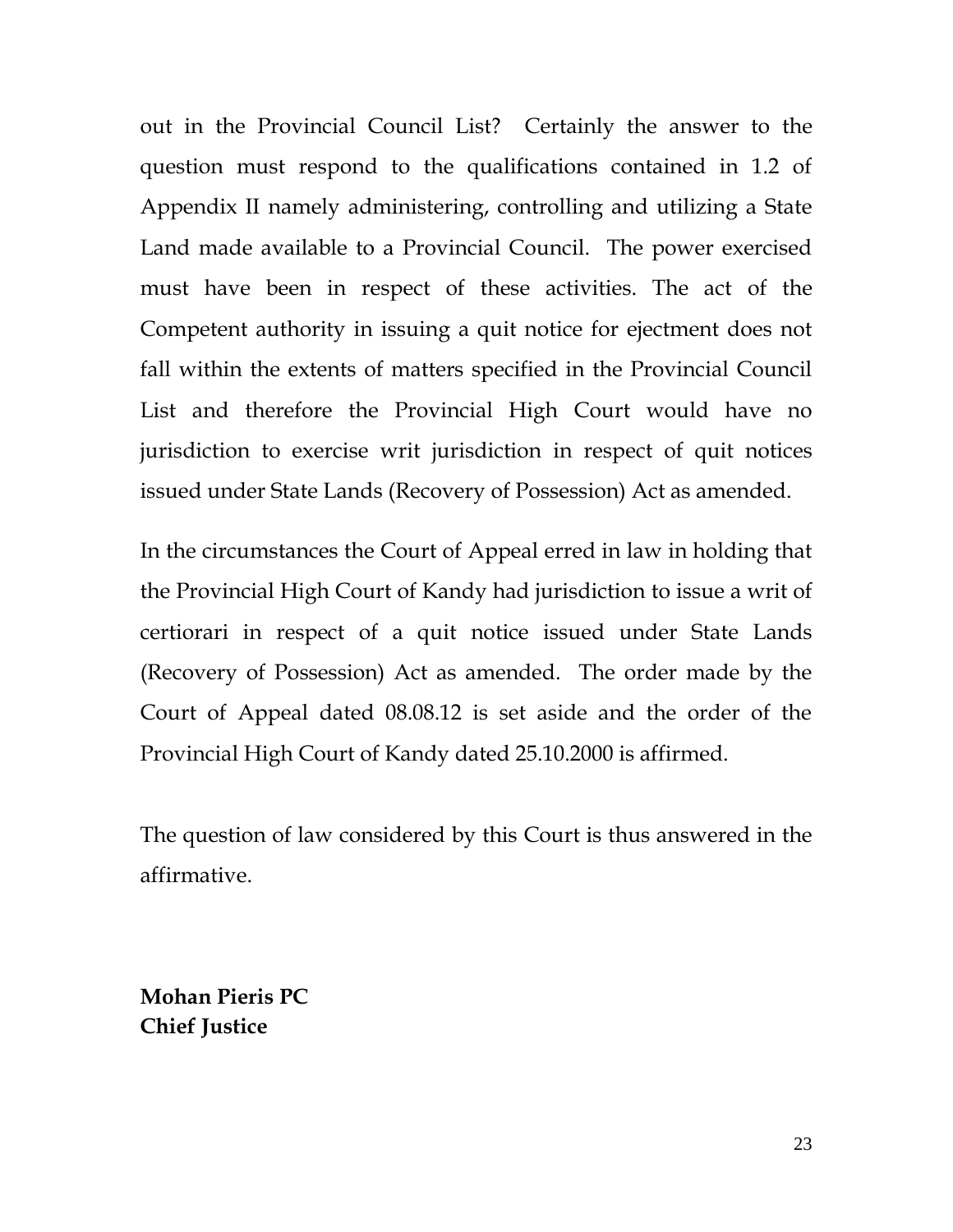out in the Provincial Council List? Certainly the answer to the question must respond to the qualifications contained in 1.2 of Appendix II namely administering, controlling and utilizing a State Land made available to a Provincial Council. The power exercised must have been in respect of these activities. The act of the Competent authority in issuing a quit notice for ejectment does not fall within the extents of matters specified in the Provincial Council List and therefore the Provincial High Court would have no jurisdiction to exercise writ jurisdiction in respect of quit notices issued under State Lands (Recovery of Possession) Act as amended.

In the circumstances the Court of Appeal erred in law in holding that the Provincial High Court of Kandy had jurisdiction to issue a writ of certiorari in respect of a quit notice issued under State Lands (Recovery of Possession) Act as amended. The order made by the Court of Appeal dated 08.08.12 is set aside and the order of the Provincial High Court of Kandy dated 25.10.2000 is affirmed.

The question of law considered by this Court is thus answered in the affirmative.

**Mohan Pieris PC**
**Chief Justice**